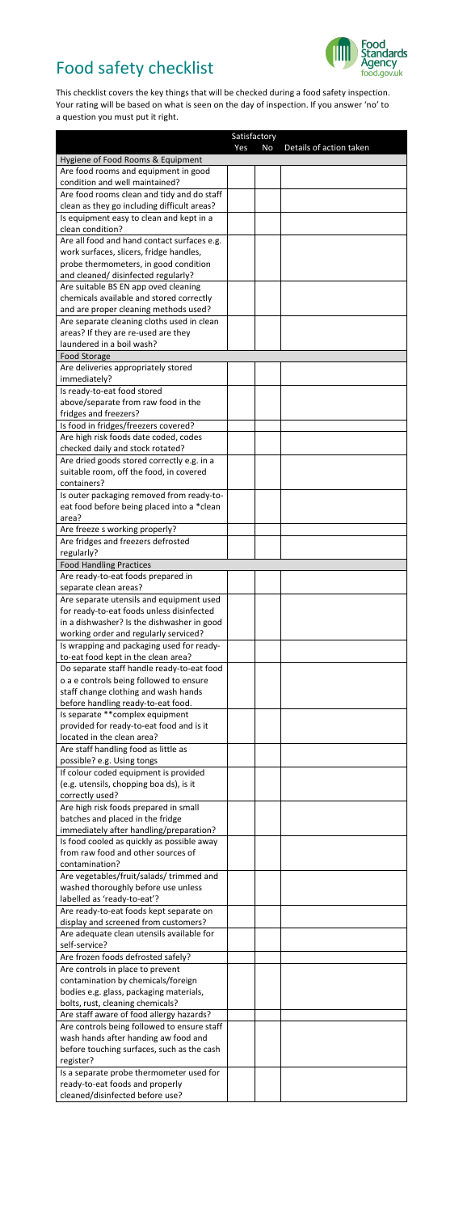# Food safety checklist

This checklist covers the key things that will be checked during a food safety inspection. Your rating will be based on what is seen on the day of inspection. If you answer 'no' to a question you must put it right.

| | Satisfactory | | |
|---|---|---|---|
| | Yes | No | Details of action taken |
| **Hygiene of Food Rooms & Equipment** | | | |
| Are food rooms and equipment in good condition and well maintained? | | | |
| Are food rooms clean and tidy and do staff clean as they go including difficult areas? | | | |
| Is equipment easy to clean and kept in a clean condition? | | | |
| Are all food and hand contact surfaces e.g. work surfaces, slicers, fridge handles, probe thermometers, in good condition and cleaned/ disinfected regularly? | | | |
| Are suitable BS EN app oved cleaning chemicals available and stored correctly and are proper cleaning methods used? | | | |
| Are separate cleaning cloths used in clean areas? If they are re-used are they laundered in a boil wash? | | | |
| **Food Storage** | | | |
| Are deliveries appropriately stored immediately? | | | |
| Is ready-to-eat food stored above/separate from raw food in the fridges and freezers? | | | |
| Is food in fridges/freezers covered? | | | |
| Are high risk foods date coded, codes checked daily and stock rotated? | | | |
| Are dried goods stored correctly e.g. in a suitable room, off the food, in covered containers? | | | |
| Is outer packaging removed from ready-to-eat food before being placed into a *clean area? | | | |
| Are freeze s working properly? | | | |
| Are fridges and freezers defrosted regularly? | | | |
| **Food Handling Practices** | | | |
| Are ready-to-eat foods prepared in separate clean areas? | | | |
| Are separate utensils and equipment used for ready-to-eat foods unless disinfected in a dishwasher? Is the dishwasher in good working order and regularly serviced? | | | |
| Is wrapping and packaging used for ready-to-eat food kept in the clean area? | | | |
| Do separate staff handle ready-to-eat food o a e controls being followed to ensure staff change clothing and wash hands before handling ready-to-eat food. | | | |
| Is separate **complex equipment provided for ready-to-eat food and is it located in the clean area? | | | |
| Are staff handling food as little as possible? e.g. Using tongs | | | |
| If colour coded equipment is provided (e.g. utensils, chopping boa ds), is it correctly used? | | | |
| Are high risk foods prepared in small batches and placed in the fridge immediately after handling/preparation? | | | |
| Is food cooled as quickly as possible away from raw food and other sources of contamination? | | | |
| Are vegetables/fruit/salads/ trimmed and washed thoroughly before use unless labelled as 'ready-to-eat'? | | | |
| Are ready-to-eat foods kept separate on display and screened from customers? | | | |
| Are adequate clean utensils available for self-service? | | | |
| Are frozen foods defrosted safely? | | | |
| Are controls in place to prevent contamination by chemicals/foreign bodies e.g. glass, packaging materials, bolts, rust, cleaning chemicals? | | | |
| Are staff aware of food allergy hazards? | | | |
| Are controls being followed to ensure staff wash hands after handing aw food and before touching surfaces, such as the cash register? | | | |
| Is a separate probe thermometer used for ready-to-eat foods and properly cleaned/disinfected before use? | | | |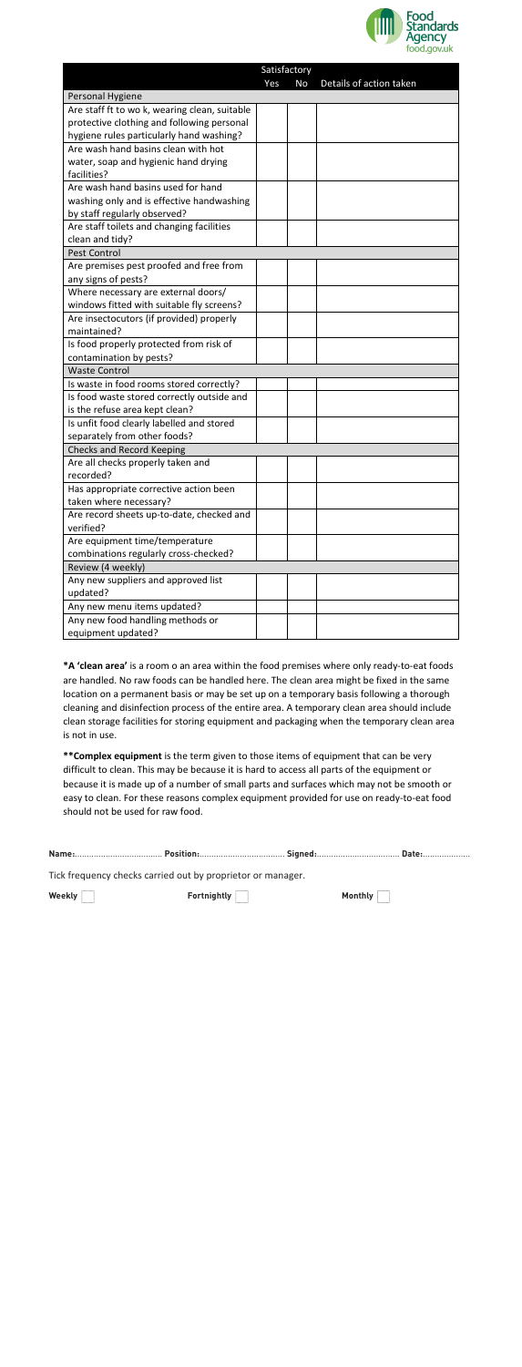| | Satisfactory | | |
|---|---|---|---|
| | Yes | No | Details of action taken |
| Personal Hygiene | | | |
| Are staff ft to wo k, wearing clean, suitable protective clothing and following personal hygiene rules particularly hand washing? | | | |
| Are wash hand basins clean with hot water, soap and hygienic hand drying facilities? | | | |
| Are wash hand basins used for hand washing only and is effective handwashing by staff regularly observed? | | | |
| Are staff toilets and changing facilities clean and tidy? | | | |
| Pest Control | | | |
| Are premises pest proofed and free from any signs of pests? | | | |
| Where necessary are external doors/ windows fitted with suitable fly screens? | | | |
| Are insectocutors (if provided) properly maintained? | | | |
| Is food properly protected from risk of contamination by pests? | | | |
| Waste Control | | | |
| Is waste in food rooms stored correctly? | | | |
| Is food waste stored correctly outside and is the refuse area kept clean? | | | |
| Is unfit food clearly labelled and stored separately from other foods? | | | |
| Checks and Record Keeping | | | |
| Are all checks properly taken and recorded? | | | |
| Has appropriate corrective action been taken where necessary? | | | |
| Are record sheets up-to-date, checked and verified? | | | |
| Are equipment time/temperature combinations regularly cross-checked? | | | |
| Review (4 weekly) | | | |
| Any new suppliers and approved list updated? | | | |
| Any new menu items updated? | | | |
| Any new food handling methods or equipment updated? | | | |

**\*A 'clean area'** is a room o an area within the food premises where only ready-to-eat foods are handled. No raw foods can be handled here. The clean area might be fixed in the same location on a permanent basis or may be set up on a temporary basis following a thorough cleaning and disinfection process of the entire area. A temporary clean area should include clean storage facilities for storing equipment and packaging when the temporary clean area is not in use.

**\*\*Complex equipment** is the term given to those items of equipment that can be very difficult to clean. This may be because it is hard to access all parts of the equipment or because it is made up of a number of small parts and surfaces which may not be smooth or easy to clean. For these reasons complex equipment provided for use on ready-to-eat food should not be used for raw food.

**Name:**.................................... **Position:**.................................... **Signed:**.................................... **Date:**....................

Tick frequency checks carried out by proprietor or manager.

**Weekly** ☐ **Fortnightly** ☐ **Monthly** ☐